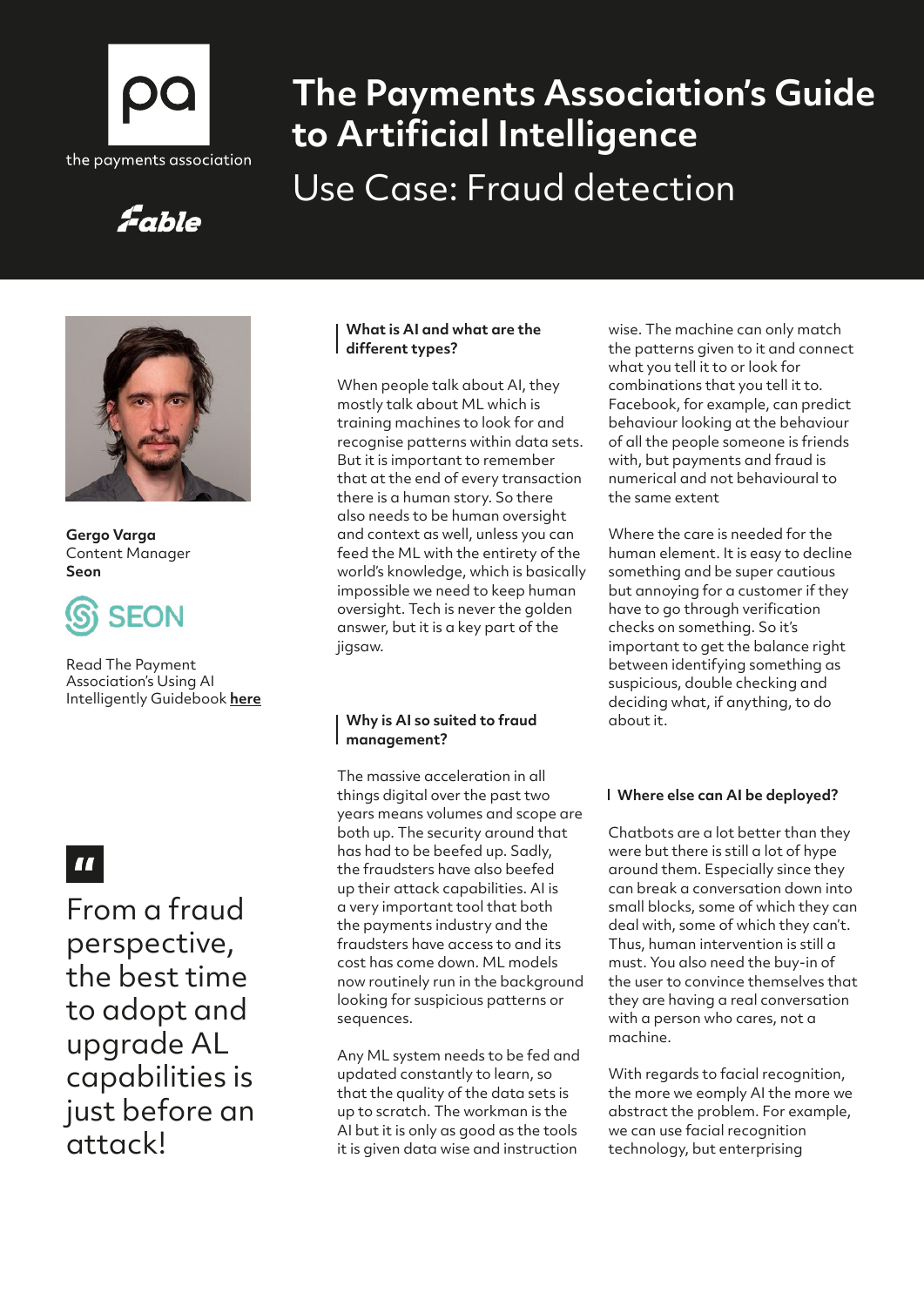# The Payments Association's Guide to Artificial Intelligence

## Use Case: Fraud detection

**Gergo Varga**
Content Manager
**Seon**

Read The Payment Association's Using AI Intelligently Guidebook **here**

> From a fraud perspective, the best time to adopt and upgrade AL capabilities is just before an attack!

### What is AI and what are the different types?

When people talk about AI, they mostly talk about ML which is training machines to look for and recognise patterns within data sets. But it is important to remember that at the end of every transaction there is a human story. So there also needs to be human oversight and context as well, unless you can feed the ML with the entirety of the world's knowledge, which is basically impossible we need to keep human oversight. Tech is never the golden answer, but it is a key part of the jigsaw.

### Why is AI so suited to fraud management?

The massive acceleration in all things digital over the past two years means volumes and scope are both up. The security around that has had to be beefed up. Sadly, the fraudsters have also beefed up their attack capabilities. AI is a very important tool that both the payments industry and the fraudsters have access to and its cost has come down. ML models now routinely run in the background looking for suspicious patterns or sequences.

Any ML system needs to be fed and updated constantly to learn, so that the quality of the data sets is up to scratch. The workman is the AI but it is only as good as the tools it is given data wise and instruction wise. The machine can only match the patterns given to it and connect what you tell it to or look for combinations that you tell it to. Facebook, for example, can predict behaviour looking at the behaviour of all the people someone is friends with, but payments and fraud is numerical and not behavioural to the same extent

Where the care is needed for the human element. It is easy to decline something and be super cautious but annoying for a customer if they have to go through verification checks on something. So it's important to get the balance right between identifying something as suspicious, double checking and deciding what, if anything, to do about it.

### Where else can AI be deployed?

Chatbots are a lot better than they were but there is still a lot of hype around them. Especially since they can break a conversation down into small blocks, some of which they can deal with, some of which they can't. Thus, human intervention is still a must. You also need the buy-in of the user to convince themselves that they are having a real conversation with a person who cares, not a machine.

With regards to facial recognition, the more we eomply AI the more we abstract the problem. For example, we can use facial recognition technology, but enterprising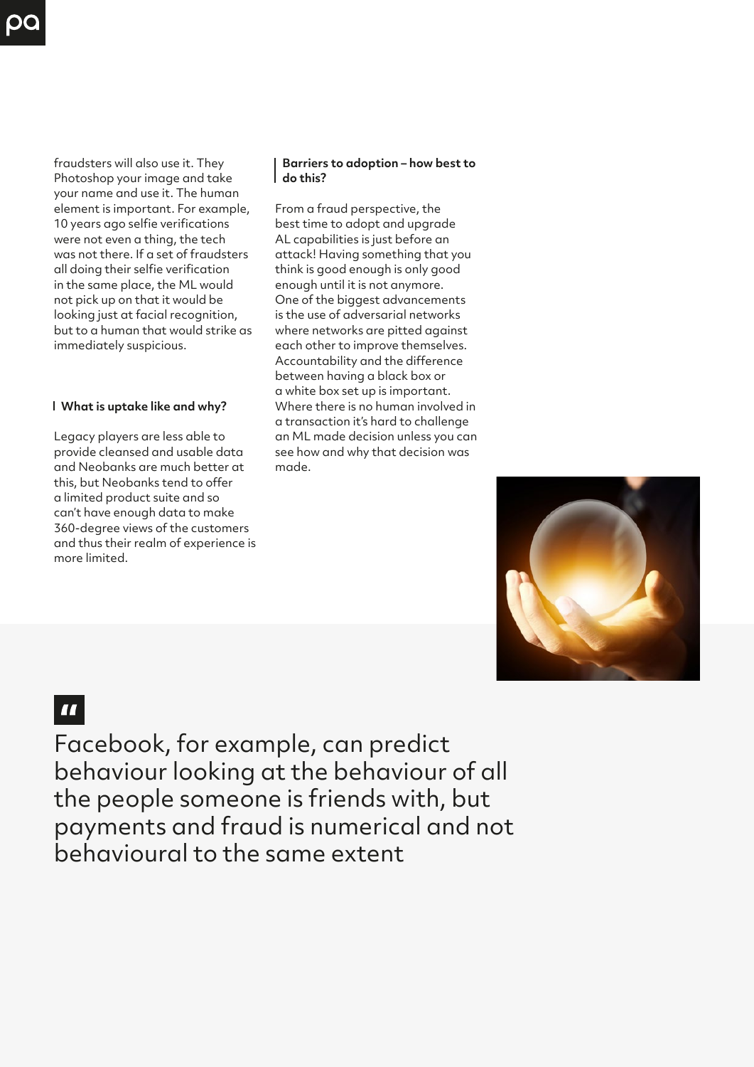fraudsters will also use it. They Photoshop your image and take your name and use it. The human element is important. For example, 10 years ago selfie verifications were not even a thing, the tech was not there. If a set of fraudsters all doing their selfie verification in the same place, the ML would not pick up on that it would be looking just at facial recognition, but to a human that would strike as immediately suspicious.

### What is uptake like and why?

Legacy players are less able to provide cleansed and usable data and Neobanks are much better at this, but Neobanks tend to offer a limited product suite and so can't have enough data to make 360-degree views of the customers and thus their realm of experience is more limited.

### Barriers to adoption – how best to do this?

From a fraud perspective, the best time to adopt and upgrade AL capabilities is just before an attack! Having something that you think is good enough is only good enough until it is not anymore. One of the biggest advancements is the use of adversarial networks where networks are pitted against each other to improve themselves. Accountability and the difference between having a black box or a white box set up is important. Where there is no human involved in a transaction it's hard to challenge an ML made decision unless you can see how and why that decision was made.

> Facebook, for example, can predict behaviour looking at the behaviour of all the people someone is friends with, but payments and fraud is numerical and not behavioural to the same extent